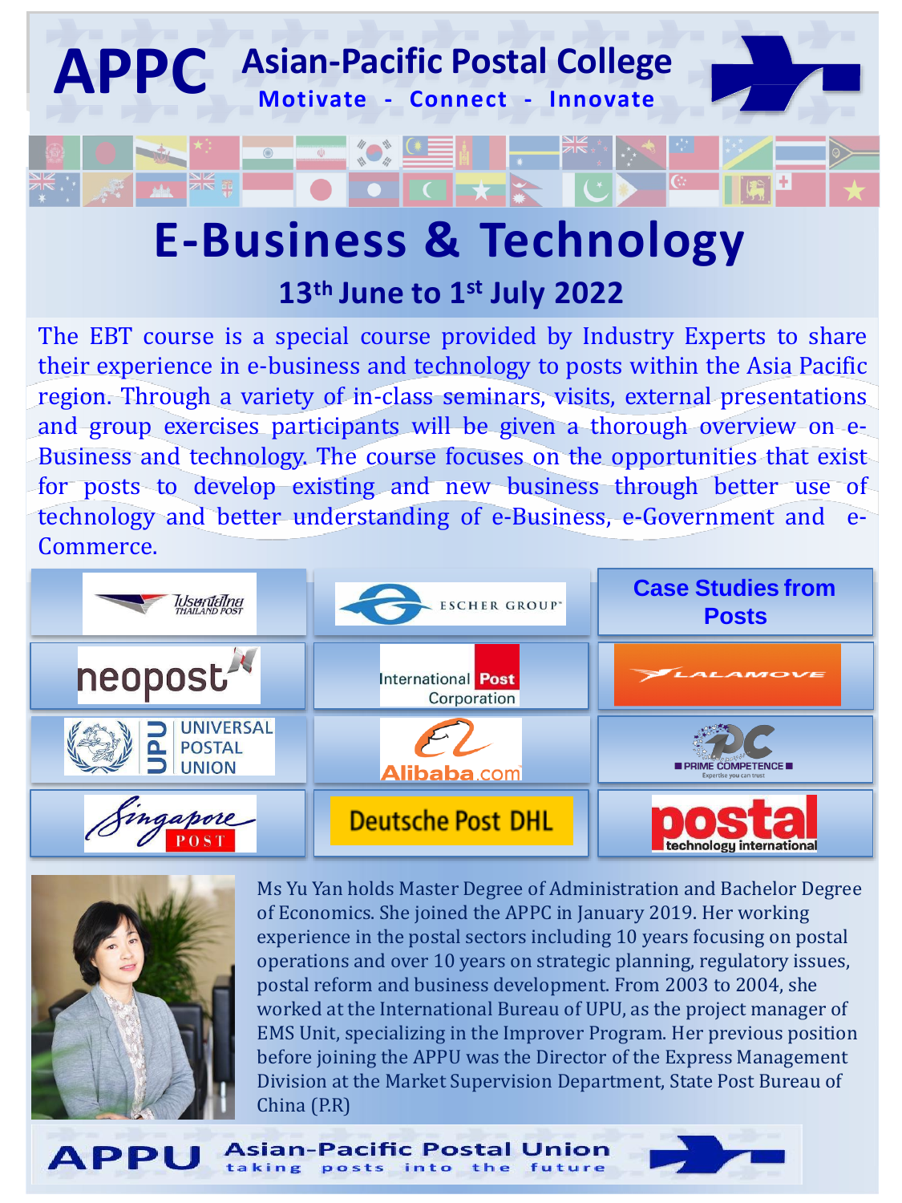# APPC Asian-Pacific Postal College

**Motivate - Connect - Innovate**

# E-Business & Technology

## 13th June to 1st July 2022

The EBT course is a special course provided by Industry Experts to share their experience in e-business and technology to posts within the Asia Pacific region. Through a variety of in-class seminars, visits, external presentations and group exercises participants will be given a thorough overview on e-Business and technology. The course focuses on the opportunities that exist for posts to develop existing and new business through better use of technology and better understanding of e-Business, e-Government and e-Commerce.

| | | |
|---|---|---|
| Thailand Post | Escher Group | **Case Studies from Posts** |
| neopost | International Post Corporation | Lalamove |
| Universal Postal Union | Alibaba.com | Prime Competence – Expertise you can trust |
| Singapore Post | Deutsche Post DHL | postal technology international |

Ms Yu Yan holds Master Degree of Administration and Bachelor Degree of Economics. She joined the APPC in January 2019. Her working experience in the postal sectors including 10 years focusing on postal operations and over 10 years on strategic planning, regulatory issues, postal reform and business development. From 2003 to 2004, she worked at the International Bureau of UPU, as the project manager of EMS Unit, specializing in the Improver Program. Her previous position before joining the APPU was the Director of the Express Management Division at the Market Supervision Department, State Post Bureau of China (P.R)

**APPU Asian-Pacific Postal Union** – taking posts into the future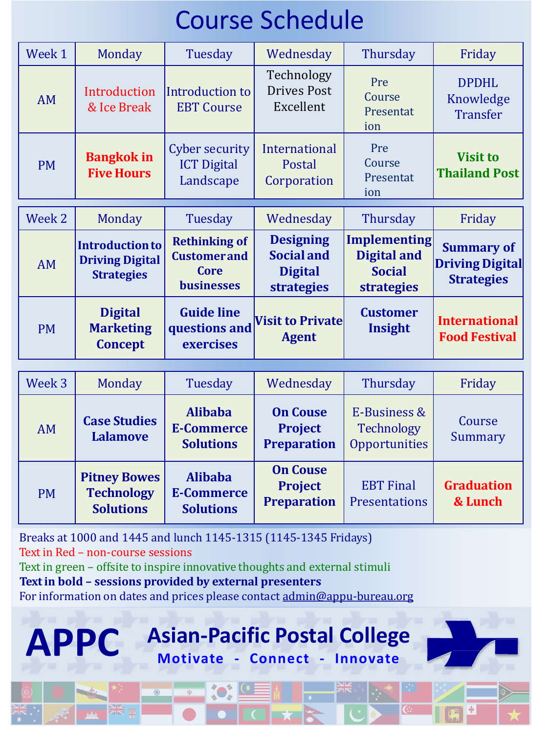# Course Schedule

| Week 1 | Monday | Tuesday | Wednesday | Thursday | Friday |
|---|---|---|---|---|---|
| AM | Introduction & Ice Break | Introduction to EBT Course | Technology Drives Post Excellent | Pre Course Presentation | DPDHL Knowledge Transfer |
| PM | **Bangkok in Five Hours** | Cyber security ICT Digital Landscape | International Postal Corporation | Pre Course Presentation | **Visit to Thailand Post** |

| Week 2 | Monday | Tuesday | Wednesday | Thursday | Friday |
|---|---|---|---|---|---|
| AM | **Introduction to Driving Digital Strategies** | **Rethinking of Customer and Core businesses** | **Designing Social and Digital strategies** | **Implementing Digital and Social strategies** | **Summary of Driving Digital Strategies** |
| PM | **Digital Marketing Concept** | **Guide line questions and exercises** | **Visit to Private Agent** | **Customer Insight** | **International Food Festival** |

| Week 3 | Monday | Tuesday | Wednesday | Thursday | Friday |
|---|---|---|---|---|---|
| AM | **Case Studies Lalamove** | **Alibaba E-Commerce Solutions** | **On Couse Project Preparation** | E-Business & Technology Opportunities | Course Summary |
| PM | **Pitney Bowes Technology Solutions** | **Alibaba E-Commerce Solutions** | **On Couse Project Preparation** | EBT Final Presentations | **Graduation & Lunch** |

Breaks at 1000 and 1445 and lunch 1145-1315 (1145-1345 Fridays)

Text in Red – non-course sessions

Text in green – offsite to inspire innovative thoughts and external stimuli

**Text in bold – sessions provided by external presenters**

For information on dates and prices please contact admin@appu-bureau.org

**APPC** Asian-Pacific Postal College

Motivate - Connect - Innovate